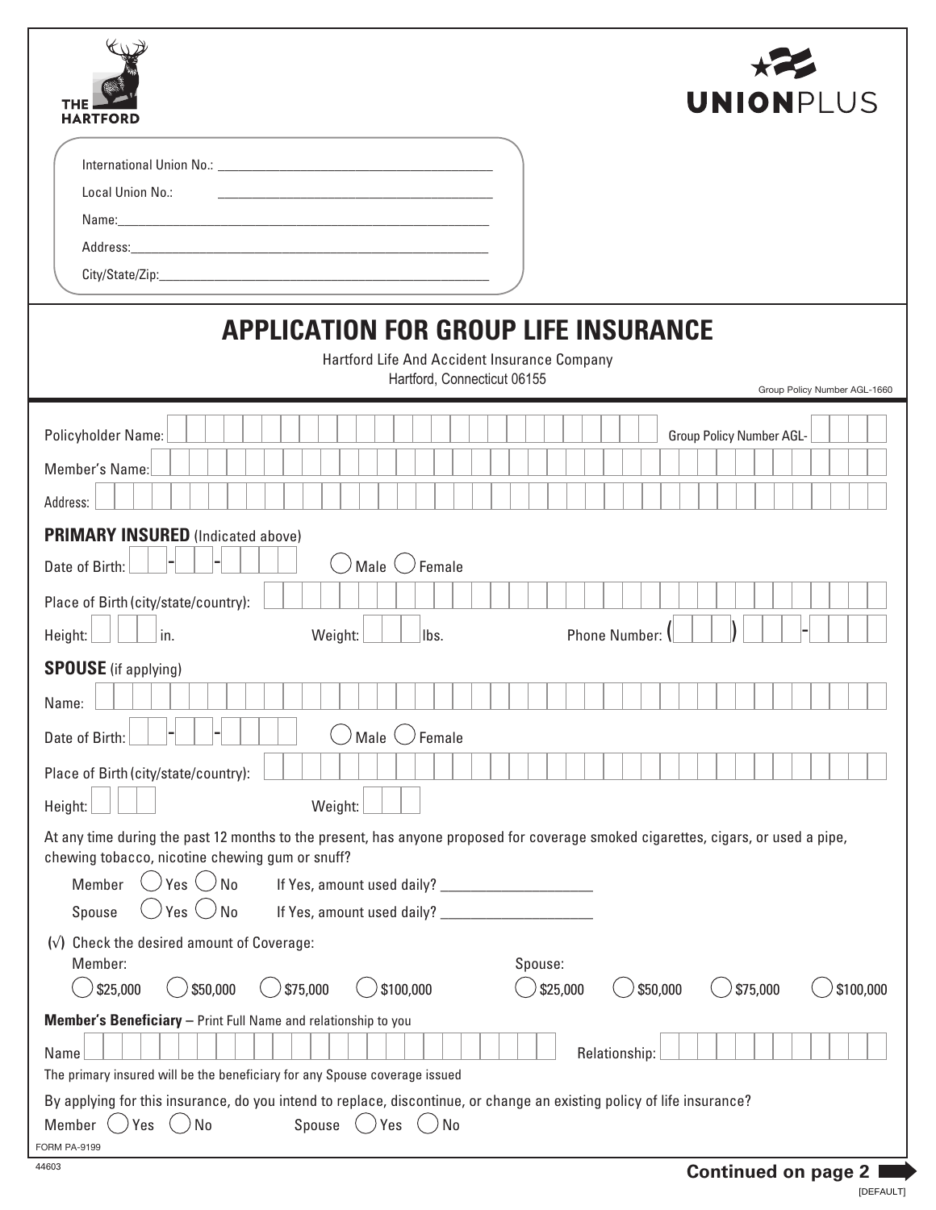THE HARTFORD

UNIONPLUS

International Union No.: ______________________

Local Union No.: ______________________

Name: ______________________

Address: ______________________

City/State/Zip: ______________________

# APPLICATION FOR GROUP LIFE INSURANCE

Hartford Life And Accident Insurance Company
Hartford, Connecticut 06155

Group Policy Number AGL-1660

Policyholder Name: ______________________ Group Policy Number AGL- ______

Member's Name: ______________________

Address: ______________________

## PRIMARY INSURED (Indicated above)

Date of Birth: ___-___-_____ ◯ Male ◯ Female

Place of Birth (city/state/country): ______________________

Height: ___ ___ in. Weight: ___ lbs. Phone Number: ( ___ ) ___-____

## SPOUSE (if applying)

Name: ______________________

Date of Birth: ___-___-_____ ◯ Male ◯ Female

Place of Birth (city/state/country): ______________________

Height: ___ ___ Weight: ___

At any time during the past 12 months to the present, has anyone proposed for coverage smoked cigarettes, cigars, or used a pipe, chewing tobacco, nicotine chewing gum or snuff?

Member ◯ Yes ◯ No If Yes, amount used daily? ______________

Spouse ◯ Yes ◯ No If Yes, amount used daily? ______________

(√) Check the desired amount of Coverage:

Member:
◯ $25,000 ◯ $50,000 ◯ $75,000 ◯ $100,000

Spouse:
◯ $25,000 ◯ $50,000 ◯ $75,000 ◯ $100,000

**Member's Beneficiary** – Print Full Name and relationship to you

Name ______________________ Relationship: ______________

The primary insured will be the beneficiary for any Spouse coverage issued

By applying for this insurance, do you intend to replace, discontinue, or change an existing policy of life insurance?

Member ◯ Yes ◯ No Spouse ◯ Yes ◯ No

FORM PA-9199

44603

**Continued on page 2**

[DEFAULT]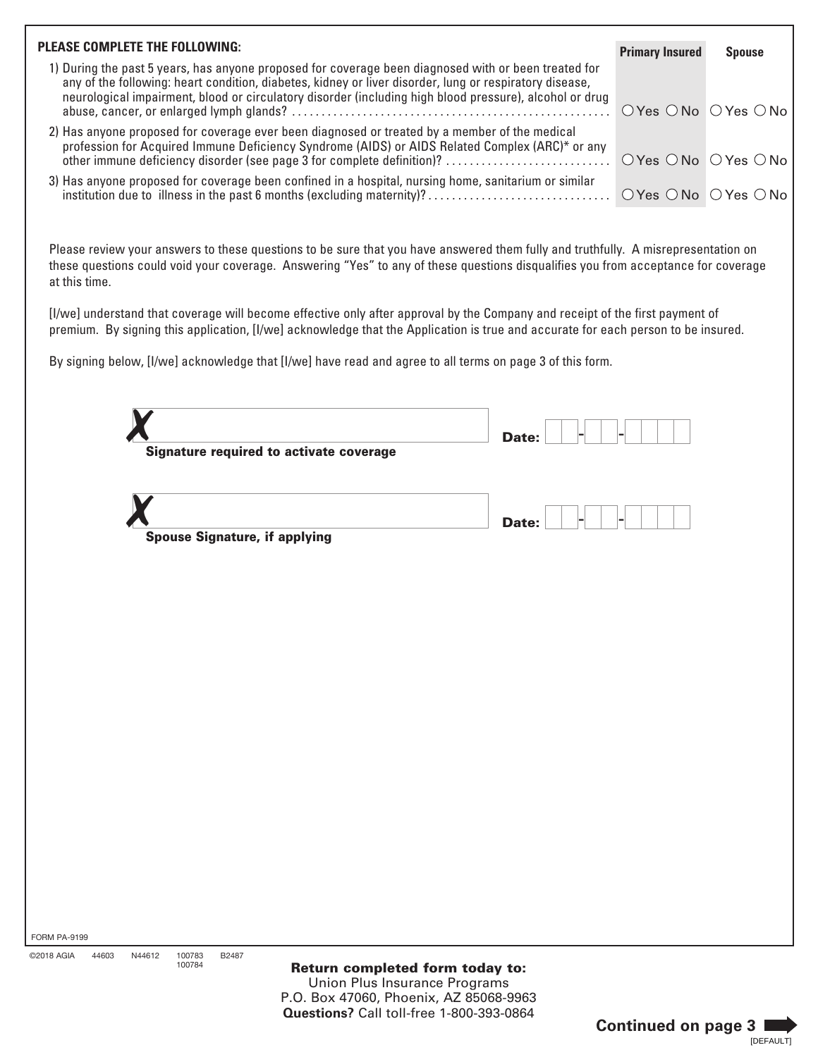**PLEASE COMPLETE THE FOLLOWING:**

| Question | Primary Insured | Spouse |
|---|---|---|
| 1) During the past 5 years, has anyone proposed for coverage been diagnosed with or been treated for any of the following: heart condition, diabetes, kidney or liver disorder, lung or respiratory disease, neurological impairment, blood or circulatory disorder (including high blood pressure), alcohol or drug abuse, cancer, or enlarged lymph glands? | ○ Yes ○ No | ○ Yes ○ No |
| 2) Has anyone proposed for coverage ever been diagnosed or treated by a member of the medical profession for Acquired Immune Deficiency Syndrome (AIDS) or AIDS Related Complex (ARC)* or any other immune deficiency disorder (see page 3 for complete definition)? | ○ Yes ○ No | ○ Yes ○ No |
| 3) Has anyone proposed for coverage been confined in a hospital, nursing home, sanitarium or similar institution due to illness in the past 6 months (excluding maternity)? | ○ Yes ○ No | ○ Yes ○ No |

Please review your answers to these questions to be sure that you have answered them fully and truthfully. A misrepresentation on these questions could void your coverage. Answering "Yes" to any of these questions disqualifies you from acceptance for coverage at this time.

[I/we] understand that coverage will become effective only after approval by the Company and receipt of the first payment of premium. By signing this application, [I/we] acknowledge that the Application is true and accurate for each person to be insured.

By signing below, [I/we] acknowledge that [I/we] have read and agree to all terms on page 3 of this form.

X ______________________________ **Date:** __ __ - __ __ - __ __ __ __

**Signature required to activate coverage**

X ______________________________ **Date:** __ __ - __ __ - __ __ __ __

**Spouse Signature, if applying**

FORM PA-9199

©2018 AGIA 44603 N44612 100783 100784 B2487

**Return completed form today to:**
Union Plus Insurance Programs
P.O. Box 47060, Phoenix, AZ 85068-9963
**Questions?** Call toll-free 1-800-393-0864

**Continued on page 3**

[DEFAULT]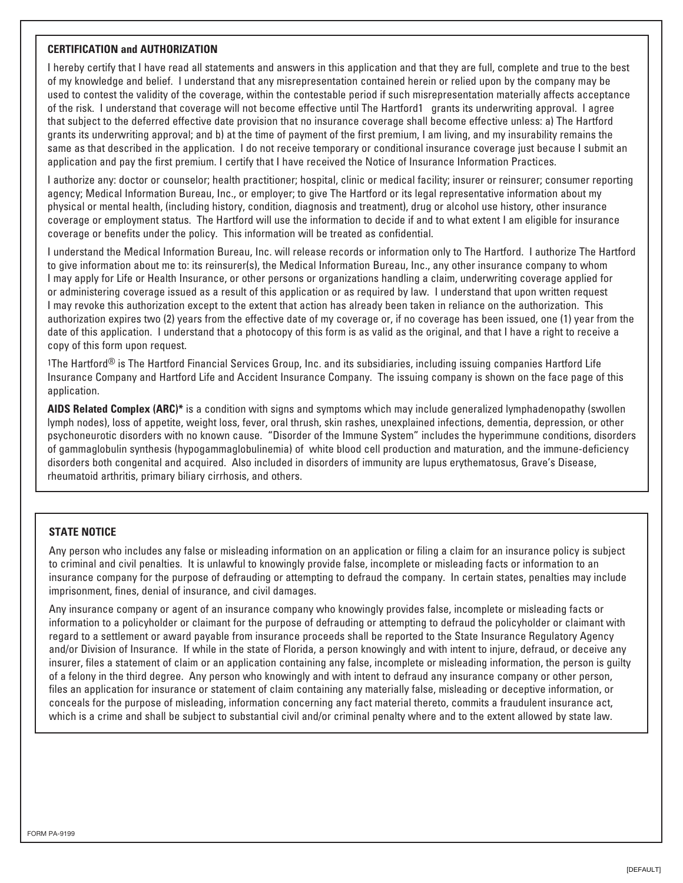## CERTIFICATION and AUTHORIZATION

I hereby certify that I have read all statements and answers in this application and that they are full, complete and true to the best of my knowledge and belief. I understand that any misrepresentation contained herein or relied upon by the company may be used to contest the validity of the coverage, within the contestable period if such misrepresentation materially affects acceptance of the risk. I understand that coverage will not become effective until The Hartford[1] grants its underwriting approval. I agree that subject to the deferred effective date provision that no insurance coverage shall become effective unless: a) The Hartford grants its underwriting approval; and b) at the time of payment of the first premium, I am living, and my insurability remains the same as that described in the application. I do not receive temporary or conditional insurance coverage just because I submit an application and pay the first premium. I certify that I have received the Notice of Insurance Information Practices.

I authorize any: doctor or counselor; health practitioner; hospital, clinic or medical facility; insurer or reinsurer; consumer reporting agency; Medical Information Bureau, Inc., or employer; to give The Hartford or its legal representative information about my physical or mental health, (including history, condition, diagnosis and treatment), drug or alcohol use history, other insurance coverage or employment status. The Hartford will use the information to decide if and to what extent I am eligible for insurance coverage or benefits under the policy. This information will be treated as confidential.

I understand the Medical Information Bureau, Inc. will release records or information only to The Hartford. I authorize The Hartford to give information about me to: its reinsurer(s), the Medical Information Bureau, Inc., any other insurance company to whom I may apply for Life or Health Insurance, or other persons or organizations handling a claim, underwriting coverage applied for or administering coverage issued as a result of this application or as required by law. I understand that upon written request I may revoke this authorization except to the extent that action has already been taken in reliance on the authorization. This authorization expires two (2) years from the effective date of my coverage or, if no coverage has been issued, one (1) year from the date of this application. I understand that a photocopy of this form is as valid as the original, and that I have a right to receive a copy of this form upon request.

[1]The Hartford® is The Hartford Financial Services Group, Inc. and its subsidiaries, including issuing companies Hartford Life Insurance Company and Hartford Life and Accident Insurance Company. The issuing company is shown on the face page of this application.

**AIDS Related Complex (ARC)*** is a condition with signs and symptoms which may include generalized lymphadenopathy (swollen lymph nodes), loss of appetite, weight loss, fever, oral thrush, skin rashes, unexplained infections, dementia, depression, or other psychoneurotic disorders with no known cause. "Disorder of the Immune System" includes the hyperimmune conditions, disorders of gammaglobulin synthesis (hypogammaglobulinemia) of white blood cell production and maturation, and the immune-deficiency disorders both congenital and acquired. Also included in disorders of immunity are lupus erythematosus, Grave's Disease, rheumatoid arthritis, primary biliary cirrhosis, and others.

## STATE NOTICE

Any person who includes any false or misleading information on an application or filing a claim for an insurance policy is subject to criminal and civil penalties. It is unlawful to knowingly provide false, incomplete or misleading facts or information to an insurance company for the purpose of defrauding or attempting to defraud the company. In certain states, penalties may include imprisonment, fines, denial of insurance, and civil damages.

Any insurance company or agent of an insurance company who knowingly provides false, incomplete or misleading facts or information to a policyholder or claimant for the purpose of defrauding or attempting to defraud the policyholder or claimant with regard to a settlement or award payable from insurance proceeds shall be reported to the State Insurance Regulatory Agency and/or Division of Insurance. If while in the state of Florida, a person knowingly and with intent to injure, defraud, or deceive any insurer, files a statement of claim or an application containing any false, incomplete or misleading information, the person is guilty of a felony in the third degree. Any person who knowingly and with intent to defraud any insurance company or other person, files an application for insurance or statement of claim containing any materially false, misleading or deceptive information, or conceals for the purpose of misleading, information concerning any fact material thereto, commits a fraudulent insurance act, which is a crime and shall be subject to substantial civil and/or criminal penalty where and to the extent allowed by state law.

FORM PA-9199

[DEFAULT]